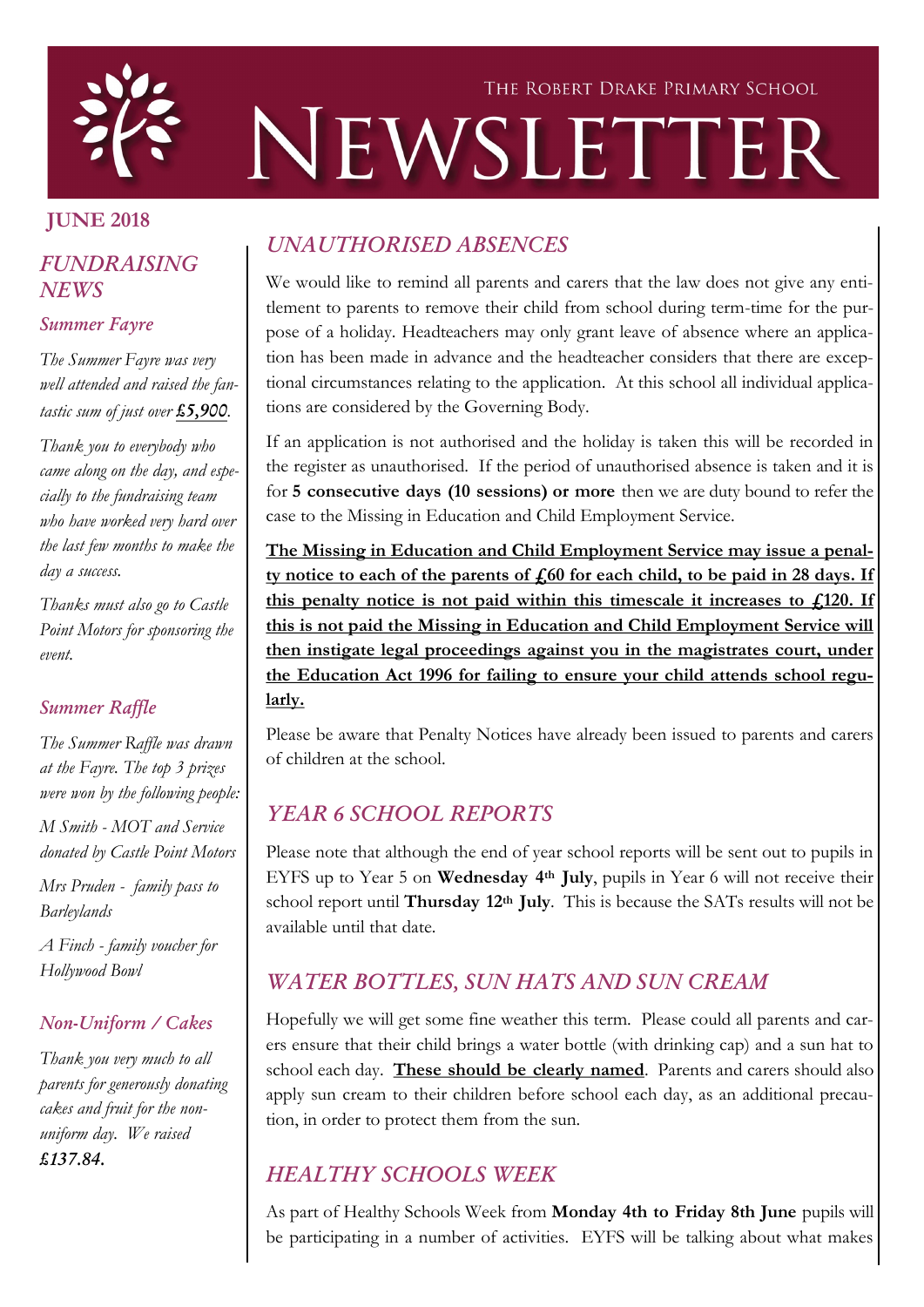# The Robert Drake Primary School NEWSLETTER

**JUNE 2018**

## *FUNDRAISING NEWS*

### *Summer Fayre*

*The Summer Fayre was very well attended and raised the fantastic sum of just over* ***£5,900****.*

*Thank you to everybody who came along on the day, and especially to the fundraising team who have worked very hard over the last few months to make the day a success.*

*Thanks must also go to Castle Point Motors for sponsoring the event.*

### *Summer Raffle*

*The Summer Raffle was drawn at the Fayre. The top 3 prizes were won by the following people:*

*M Smith - MOT and Service donated by Castle Point Motors*

*Mrs Pruden - family pass to Barleylands*

*A Finch - family voucher for Hollywood Bowl*

### *Non-Uniform / Cakes*

*Thank you very much to all parents for generously donating cakes and fruit for the non-uniform day. We raised* ***£137.84.***

## *UNAUTHORISED ABSENCES*

We would like to remind all parents and carers that the law does not give any entitlement to parents to remove their child from school during term-time for the purpose of a holiday. Headteachers may only grant leave of absence where an application has been made in advance and the headteacher considers that there are exceptional circumstances relating to the application. At this school all individual applications are considered by the Governing Body.

If an application is not authorised and the holiday is taken this will be recorded in the register as unauthorised. If the period of unauthorised absence is taken and it is for **5 consecutive days (10 sessions) or more** then we are duty bound to refer the case to the Missing in Education and Child Employment Service.

**<u>The Missing in Education and Child Employment Service may issue a penalty notice to each of the parents of £60 for each child, to be paid in 28 days. If this penalty notice is not paid within this timescale it increases to £120. If this is not paid the Missing in Education and Child Employment Service will then instigate legal proceedings against you in the magistrates court, under the Education Act 1996 for failing to ensure your child attends school regularly.</u>**

Please be aware that Penalty Notices have already been issued to parents and carers of children at the school.

## *YEAR 6 SCHOOL REPORTS*

Please note that although the end of year school reports will be sent out to pupils in EYFS up to Year 5 on **Wednesday 4th July**, pupils in Year 6 will not receive their school report until **Thursday 12th July**. This is because the SATs results will not be available until that date.

## *WATER BOTTLES, SUN HATS AND SUN CREAM*

Hopefully we will get some fine weather this term. Please could all parents and carers ensure that their child brings a water bottle (with drinking cap) and a sun hat to school each day. **<u>These should be clearly named</u>**. Parents and carers should also apply sun cream to their children before school each day, as an additional precaution, in order to protect them from the sun.

## *HEALTHY SCHOOLS WEEK*

As part of Healthy Schools Week from **Monday 4th to Friday 8th June** pupils will be participating in a number of activities. EYFS will be talking about what makes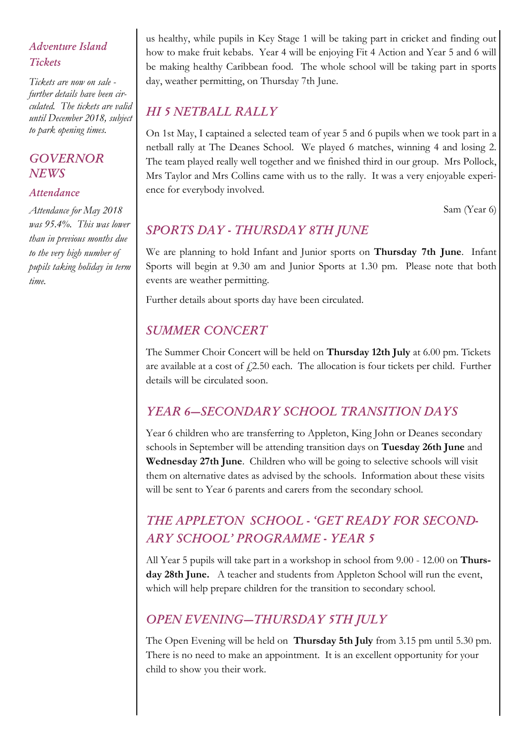### *Adventure Island Tickets*

*Tickets are now on sale - further details have been circulated. The tickets are valid until December 2018, subject to park opening times.*

## *GOVERNOR NEWS*

### *Attendance*

*Attendance for May 2018 was 95.4%. This was lower than in previous months due to the very high number of pupils taking holiday in term time.*

us healthy, while pupils in Key Stage 1 will be taking part in cricket and finding out how to make fruit kebabs. Year 4 will be enjoying Fit 4 Action and Year 5 and 6 will be making healthy Caribbean food. The whole school will be taking part in sports day, weather permitting, on Thursday 7th June.

## *HI 5 NETBALL RALLY*

On 1st May, I captained a selected team of year 5 and 6 pupils when we took part in a netball rally at The Deanes School. We played 6 matches, winning 4 and losing 2. The team played really well together and we finished third in our group. Mrs Pollock, Mrs Taylor and Mrs Collins came with us to the rally. It was a very enjoyable experience for everybody involved.

Sam (Year 6)

## *SPORTS DAY - THURSDAY 8TH JUNE*

We are planning to hold Infant and Junior sports on **Thursday 7th June**. Infant Sports will begin at 9.30 am and Junior Sports at 1.30 pm. Please note that both events are weather permitting.

Further details about sports day have been circulated.

## *SUMMER CONCERT*

The Summer Choir Concert will be held on **Thursday 12th July** at 6.00 pm. Tickets are available at a cost of £2.50 each. The allocation is four tickets per child. Further details will be circulated soon.

## *YEAR 6—SECONDARY SCHOOL TRANSITION DAYS*

Year 6 children who are transferring to Appleton, King John or Deanes secondary schools in September will be attending transition days on **Tuesday 26th June** and **Wednesday 27th June**. Children who will be going to selective schools will visit them on alternative dates as advised by the schools. Information about these visits will be sent to Year 6 parents and carers from the secondary school.

## *THE APPLETON SCHOOL - 'GET READY FOR SECONDARY SCHOOL' PROGRAMME - YEAR 5*

All Year 5 pupils will take part in a workshop in school from 9.00 - 12.00 on **Thursday 28th June.** A teacher and students from Appleton School will run the event, which will help prepare children for the transition to secondary school.

## *OPEN EVENING—THURSDAY 5TH JULY*

The Open Evening will be held on **Thursday 5th July** from 3.15 pm until 5.30 pm. There is no need to make an appointment. It is an excellent opportunity for your child to show you their work.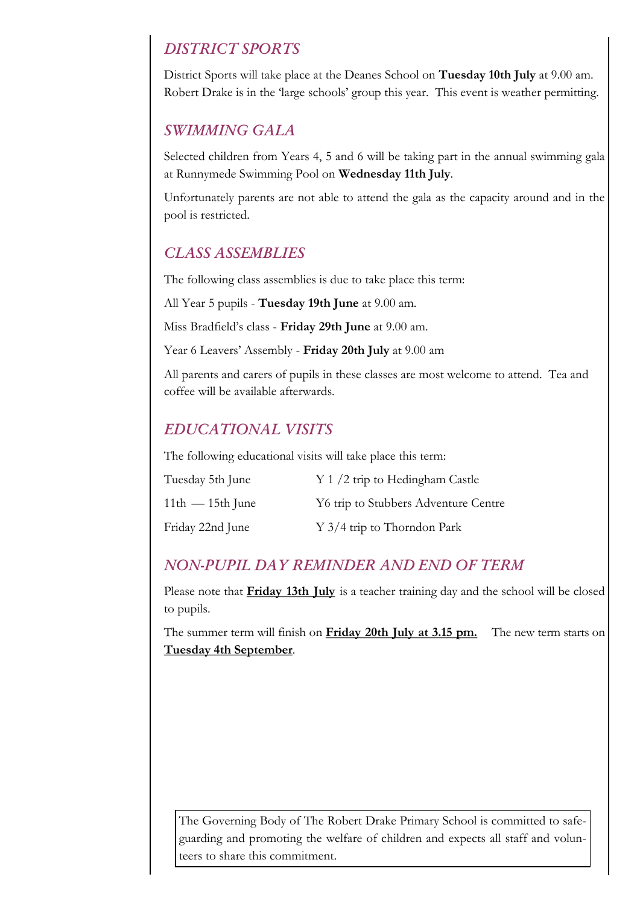## *DISTRICT SPORTS*

District Sports will take place at the Deanes School on **Tuesday 10th July** at 9.00 am. Robert Drake is in the 'large schools' group this year. This event is weather permitting.

## *SWIMMING GALA*

Selected children from Years 4, 5 and 6 will be taking part in the annual swimming gala at Runnymede Swimming Pool on **Wednesday 11th July**.

Unfortunately parents are not able to attend the gala as the capacity around and in the pool is restricted.

## *CLASS ASSEMBLIES*

The following class assemblies is due to take place this term:

All Year 5 pupils - **Tuesday 19th June** at 9.00 am.

Miss Bradfield's class - **Friday 29th June** at 9.00 am.

Year 6 Leavers' Assembly - **Friday 20th July** at 9.00 am

All parents and carers of pupils in these classes are most welcome to attend. Tea and coffee will be available afterwards.

## *EDUCATIONAL VISITS*

The following educational visits will take place this term:

| | |
|---|---|
| Tuesday 5th June | Y 1 /2 trip to Hedingham Castle |
| 11th — 15th June | Y6 trip to Stubbers Adventure Centre |
| Friday 22nd June | Y 3/4 trip to Thorndon Park |

## *NON-PUPIL DAY REMINDER AND END OF TERM*

Please note that **Friday 13th July** is a teacher training day and the school will be closed to pupils.

The summer term will finish on **Friday 20th July at 3.15 pm.** The new term starts on **Tuesday 4th September**.

The Governing Body of The Robert Drake Primary School is committed to safeguarding and promoting the welfare of children and expects all staff and volunteers to share this commitment.